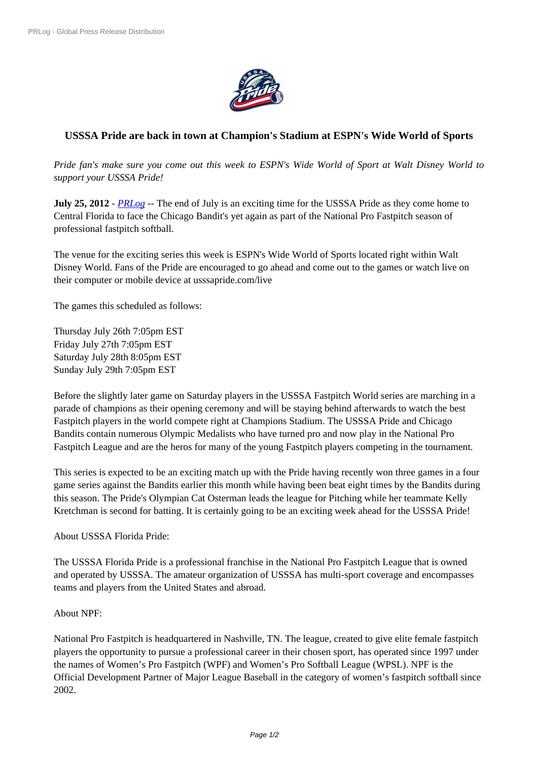**USSSA Pride are back in town at Champion's Stadium at ESPN's Wide World of Sports**

*Pride fan's make sure you come out this week to ESPN's Wide World of Sport at Walt Disney World to support your USSSA Pride!*

**July 25, 2012** - *PRLog* -- The end of July is an exciting time for the USSSA Pride as they come home to Central Florida to face the Chicago Bandit's yet again as part of the National Pro Fastpitch season of professional fastpitch softball.

The venue for the exciting series this week is ESPN's Wide World of Sports located right within Walt Disney World. Fans of the Pride are encouraged to go ahead and come out to the games or watch live on their computer or mobile device at usssapride.com/live

The games this scheduled as follows:

Thursday July 26th 7:05pm EST
Friday July 27th 7:05pm EST
Saturday July 28th 8:05pm EST
Sunday July 29th 7:05pm EST

Before the slightly later game on Saturday players in the USSSA Fastpitch World series are marching in a parade of champions as their opening ceremony and will be staying behind afterwards to watch the best Fastpitch players in the world compete right at Champions Stadium. The USSSA Pride and Chicago Bandits contain numerous Olympic Medalists who have turned pro and now play in the National Pro Fastpitch League and are the heros for many of the young Fastpitch players competing in the tournament.

This series is expected to be an exciting match up with the Pride having recently won three games in a four game series against the Bandits earlier this month while having been beat eight times by the Bandits during this season. The Pride's Olympian Cat Osterman leads the league for Pitching while her teammate Kelly Kretchman is second for batting. It is certainly going to be an exciting week ahead for the USSSA Pride!

About USSSA Florida Pride:

The USSSA Florida Pride is a professional franchise in the National Pro Fastpitch League that is owned and operated by USSSA. The amateur organization of USSSA has multi-sport coverage and encompasses teams and players from the United States and abroad.

About NPF:

National Pro Fastpitch is headquartered in Nashville, TN. The league, created to give elite female fastpitch players the opportunity to pursue a professional career in their chosen sport, has operated since 1997 under the names of Women's Pro Fastpitch (WPF) and Women's Pro Softball League (WPSL). NPF is the Official Development Partner of Major League Baseball in the category of women's fastpitch softball since 2002.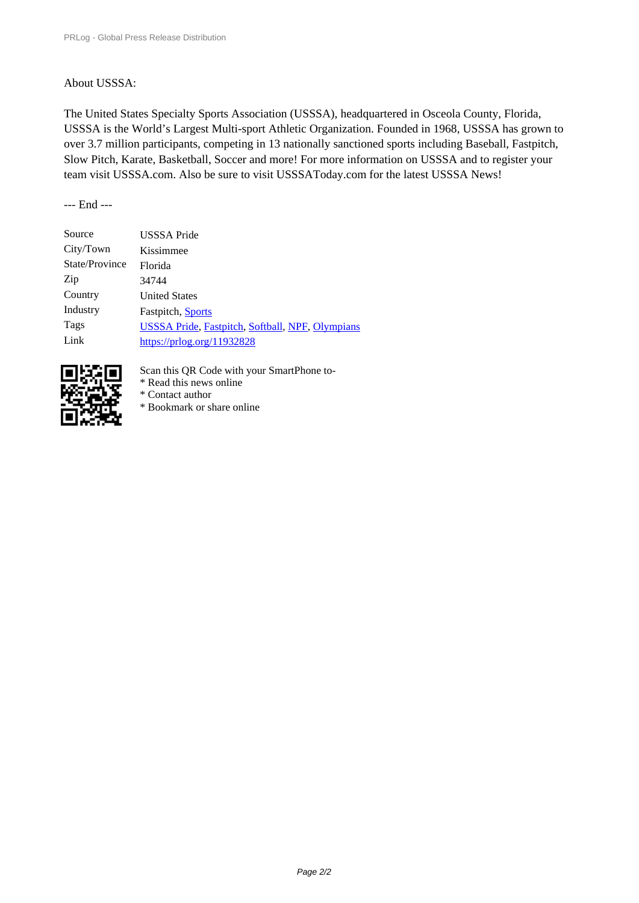About USSSA:

The United States Specialty Sports Association (USSSA), headquartered in Osceola County, Florida, USSSA is the World's Largest Multi-sport Athletic Organization. Founded in 1968, USSSA has grown to over 3.7 million participants, competing in 13 nationally sanctioned sports including Baseball, Fastpitch, Slow Pitch, Karate, Basketball, Soccer and more! For more information on USSSA and to register your team visit USSSA.com. Also be sure to visit USSSAToday.com for the latest USSSA News!

--- End ---

| | |
|---|---|
| Source | USSSA Pride |
| City/Town | Kissimmee |
| State/Province | Florida |
| Zip | 34744 |
| Country | United States |
| Industry | Fastpitch, Sports |
| Tags | USSSA Pride, Fastpitch, Softball, NPF, Olympians |
| Link | https://prlog.org/11932828 |

Scan this QR Code with your SmartPhone to-
* Read this news online
* Contact author
* Bookmark or share online